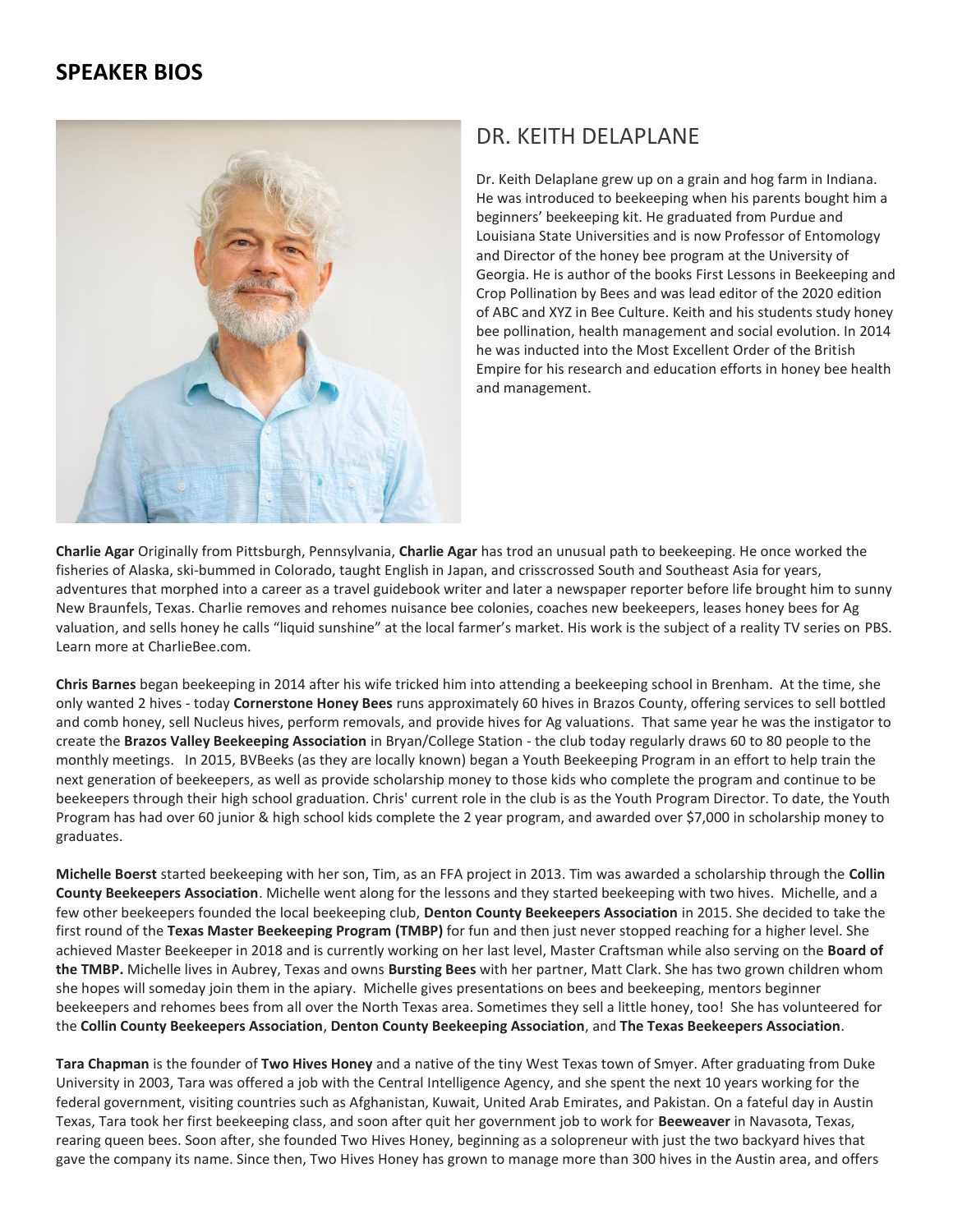## SPEAKER BIOS

### DR. KEITH DELAPLANE

Dr. Keith Delaplane grew up on a grain and hog farm in Indiana. He was introduced to beekeeping when his parents bought him a beginners' beekeeping kit. He graduated from Purdue and Louisiana State Universities and is now Professor of Entomology and Director of the honey bee program at the University of Georgia. He is author of the books First Lessons in Beekeeping and Crop Pollination by Bees and was lead editor of the 2020 edition of ABC and XYZ in Bee Culture. Keith and his students study honey bee pollination, health management and social evolution. In 2014 he was inducted into the Most Excellent Order of the British Empire for his research and education efforts in honey bee health and management.

**Charlie Agar** Originally from Pittsburgh, Pennsylvania, **Charlie Agar** has trod an unusual path to beekeeping. He once worked the fisheries of Alaska, ski-bummed in Colorado, taught English in Japan, and crisscrossed South and Southeast Asia for years, adventures that morphed into a career as a travel guidebook writer and later a newspaper reporter before life brought him to sunny New Braunfels, Texas. Charlie removes and rehomes nuisance bee colonies, coaches new beekeepers, leases honey bees for Ag valuation, and sells honey he calls "liquid sunshine" at the local farmer's market. His work is the subject of a reality TV series on PBS. Learn more at CharlieBee.com.

**Chris Barnes** began beekeeping in 2014 after his wife tricked him into attending a beekeeping school in Brenham. At the time, she only wanted 2 hives - today **Cornerstone Honey Bees** runs approximately 60 hives in Brazos County, offering services to sell bottled and comb honey, sell Nucleus hives, perform removals, and provide hives for Ag valuations. That same year he was the instigator to create the **Brazos Valley Beekeeping Association** in Bryan/College Station - the club today regularly draws 60 to 80 people to the monthly meetings. In 2015, BVBeeks (as they are locally known) began a Youth Beekeeping Program in an effort to help train the next generation of beekeepers, as well as provide scholarship money to those kids who complete the program and continue to be beekeepers through their high school graduation. Chris' current role in the club is as the Youth Program Director. To date, the Youth Program has had over 60 junior & high school kids complete the 2 year program, and awarded over $7,000 in scholarship money to graduates.

**Michelle Boerst** started beekeeping with her son, Tim, as an FFA project in 2013. Tim was awarded a scholarship through the **Collin County Beekeepers Association**. Michelle went along for the lessons and they started beekeeping with two hives. Michelle, and a few other beekeepers founded the local beekeeping club, **Denton County Beekeepers Association** in 2015. She decided to take the first round of the **Texas Master Beekeeping Program (TMBP)** for fun and then just never stopped reaching for a higher level. She achieved Master Beekeeper in 2018 and is currently working on her last level, Master Craftsman while also serving on the **Board of the TMBP.** Michelle lives in Aubrey, Texas and owns **Bursting Bees** with her partner, Matt Clark. She has two grown children whom she hopes will someday join them in the apiary. Michelle gives presentations on bees and beekeeping, mentors beginner beekeepers and rehomes bees from all over the North Texas area. Sometimes they sell a little honey, too! She has volunteered for the **Collin County Beekeepers Association**, **Denton County Beekeeping Association**, and **The Texas Beekeepers Association**.

**Tara Chapman** is the founder of **Two Hives Honey** and a native of the tiny West Texas town of Smyer. After graduating from Duke University in 2003, Tara was offered a job with the Central Intelligence Agency, and she spent the next 10 years working for the federal government, visiting countries such as Afghanistan, Kuwait, United Arab Emirates, and Pakistan. On a fateful day in Austin Texas, Tara took her first beekeeping class, and soon after quit her government job to work for **Beeweaver** in Navasota, Texas, rearing queen bees. Soon after, she founded Two Hives Honey, beginning as a solopreneur with just the two backyard hives that gave the company its name. Since then, Two Hives Honey has grown to manage more than 300 hives in the Austin area, and offers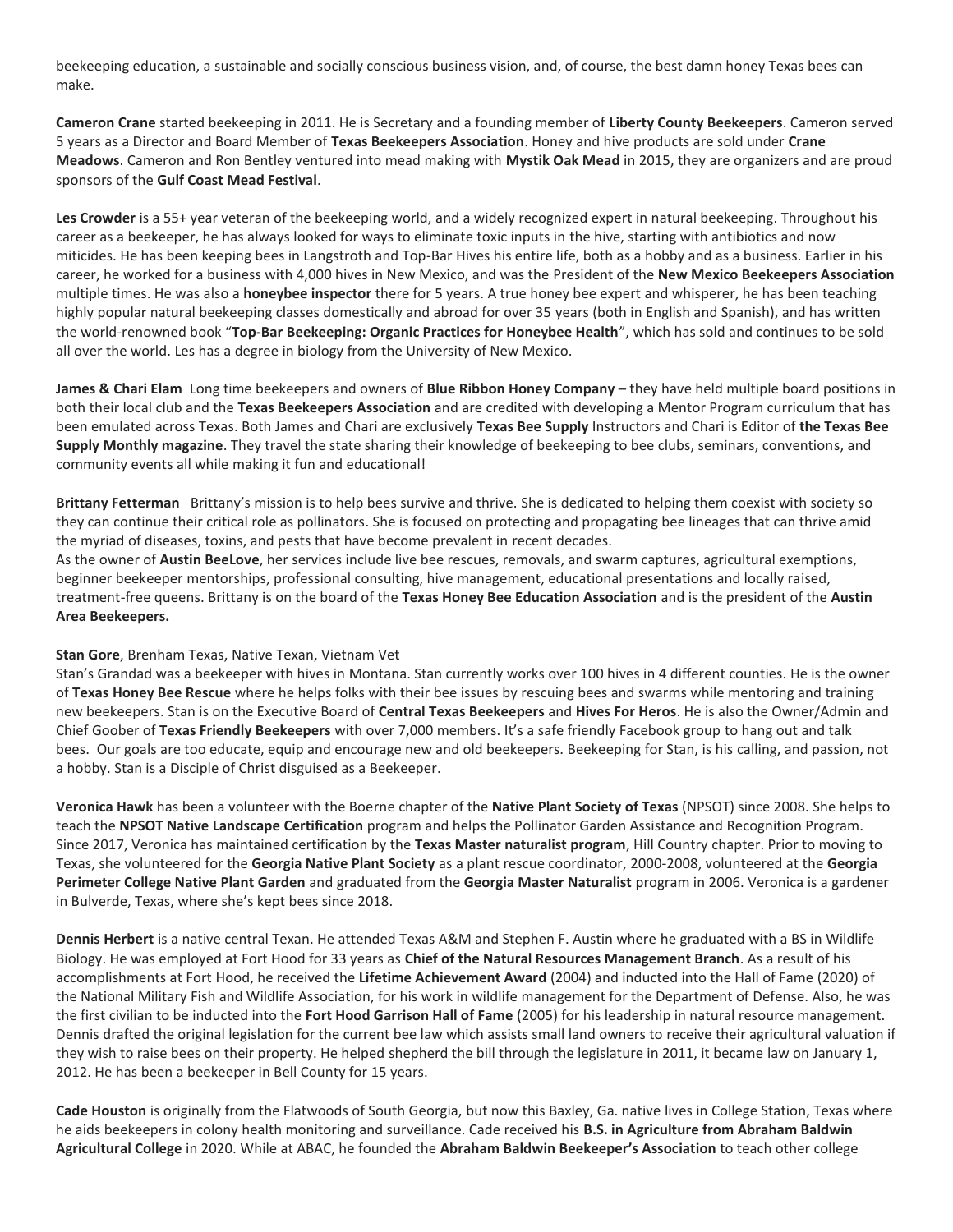beekeeping education, a sustainable and socially conscious business vision, and, of course, the best damn honey Texas bees can make.

**Cameron Crane** started beekeeping in 2011. He is Secretary and a founding member of **Liberty County Beekeepers**. Cameron served 5 years as a Director and Board Member of **Texas Beekeepers Association**. Honey and hive products are sold under **Crane Meadows**. Cameron and Ron Bentley ventured into mead making with **Mystik Oak Mead** in 2015, they are organizers and are proud sponsors of the **Gulf Coast Mead Festival**.

**Les Crowder** is a 55+ year veteran of the beekeeping world, and a widely recognized expert in natural beekeeping. Throughout his career as a beekeeper, he has always looked for ways to eliminate toxic inputs in the hive, starting with antibiotics and now miticides. He has been keeping bees in Langstroth and Top-Bar Hives his entire life, both as a hobby and as a business. Earlier in his career, he worked for a business with 4,000 hives in New Mexico, and was the President of the **New Mexico Beekeepers Association** multiple times. He was also a **honeybee inspector** there for 5 years. A true honey bee expert and whisperer, he has been teaching highly popular natural beekeeping classes domestically and abroad for over 35 years (both in English and Spanish), and has written the world-renowned book "**Top-Bar Beekeeping: Organic Practices for Honeybee Health**", which has sold and continues to be sold all over the world. Les has a degree in biology from the University of New Mexico.

**James & Chari Elam** Long time beekeepers and owners of **Blue Ribbon Honey Company** – they have held multiple board positions in both their local club and the **Texas Beekeepers Association** and are credited with developing a Mentor Program curriculum that has been emulated across Texas. Both James and Chari are exclusively **Texas Bee Supply** Instructors and Chari is Editor of **the Texas Bee Supply Monthly magazine**. They travel the state sharing their knowledge of beekeeping to bee clubs, seminars, conventions, and community events all while making it fun and educational!

**Brittany Fetterman** Brittany's mission is to help bees survive and thrive. She is dedicated to helping them coexist with society so they can continue their critical role as pollinators. She is focused on protecting and propagating bee lineages that can thrive amid the myriad of diseases, toxins, and pests that have become prevalent in recent decades.
As the owner of **Austin BeeLove**, her services include live bee rescues, removals, and swarm captures, agricultural exemptions, beginner beekeeper mentorships, professional consulting, hive management, educational presentations and locally raised, treatment-free queens. Brittany is on the board of the **Texas Honey Bee Education Association** and is the president of the **Austin Area Beekeepers.**

**Stan Gore**, Brenham Texas, Native Texan, Vietnam Vet
Stan's Grandad was a beekeeper with hives in Montana. Stan currently works over 100 hives in 4 different counties. He is the owner of **Texas Honey Bee Rescue** where he helps folks with their bee issues by rescuing bees and swarms while mentoring and training new beekeepers. Stan is on the Executive Board of **Central Texas Beekeepers** and **Hives For Heros**. He is also the Owner/Admin and Chief Goober of **Texas Friendly Beekeepers** with over 7,000 members. It's a safe friendly Facebook group to hang out and talk bees. Our goals are too educate, equip and encourage new and old beekeepers. Beekeeping for Stan, is his calling, and passion, not a hobby. Stan is a Disciple of Christ disguised as a Beekeeper.

**Veronica Hawk** has been a volunteer with the Boerne chapter of the **Native Plant Society of Texas** (NPSOT) since 2008. She helps to teach the **NPSOT Native Landscape Certification** program and helps the Pollinator Garden Assistance and Recognition Program. Since 2017, Veronica has maintained certification by the **Texas Master naturalist program**, Hill Country chapter. Prior to moving to Texas, she volunteered for the **Georgia Native Plant Society** as a plant rescue coordinator, 2000-2008, volunteered at the **Georgia Perimeter College Native Plant Garden** and graduated from the **Georgia Master Naturalist** program in 2006. Veronica is a gardener in Bulverde, Texas, where she's kept bees since 2018.

**Dennis Herbert** is a native central Texan. He attended Texas A&M and Stephen F. Austin where he graduated with a BS in Wildlife Biology. He was employed at Fort Hood for 33 years as **Chief of the Natural Resources Management Branch**. As a result of his accomplishments at Fort Hood, he received the **Lifetime Achievement Award** (2004) and inducted into the Hall of Fame (2020) of the National Military Fish and Wildlife Association, for his work in wildlife management for the Department of Defense. Also, he was the first civilian to be inducted into the **Fort Hood Garrison Hall of Fame** (2005) for his leadership in natural resource management. Dennis drafted the original legislation for the current bee law which assists small land owners to receive their agricultural valuation if they wish to raise bees on their property. He helped shepherd the bill through the legislature in 2011, it became law on January 1, 2012. He has been a beekeeper in Bell County for 15 years.

**Cade Houston** is originally from the Flatwoods of South Georgia, but now this Baxley, Ga. native lives in College Station, Texas where he aids beekeepers in colony health monitoring and surveillance. Cade received his **B.S. in Agriculture from Abraham Baldwin Agricultural College** in 2020. While at ABAC, he founded the **Abraham Baldwin Beekeeper's Association** to teach other college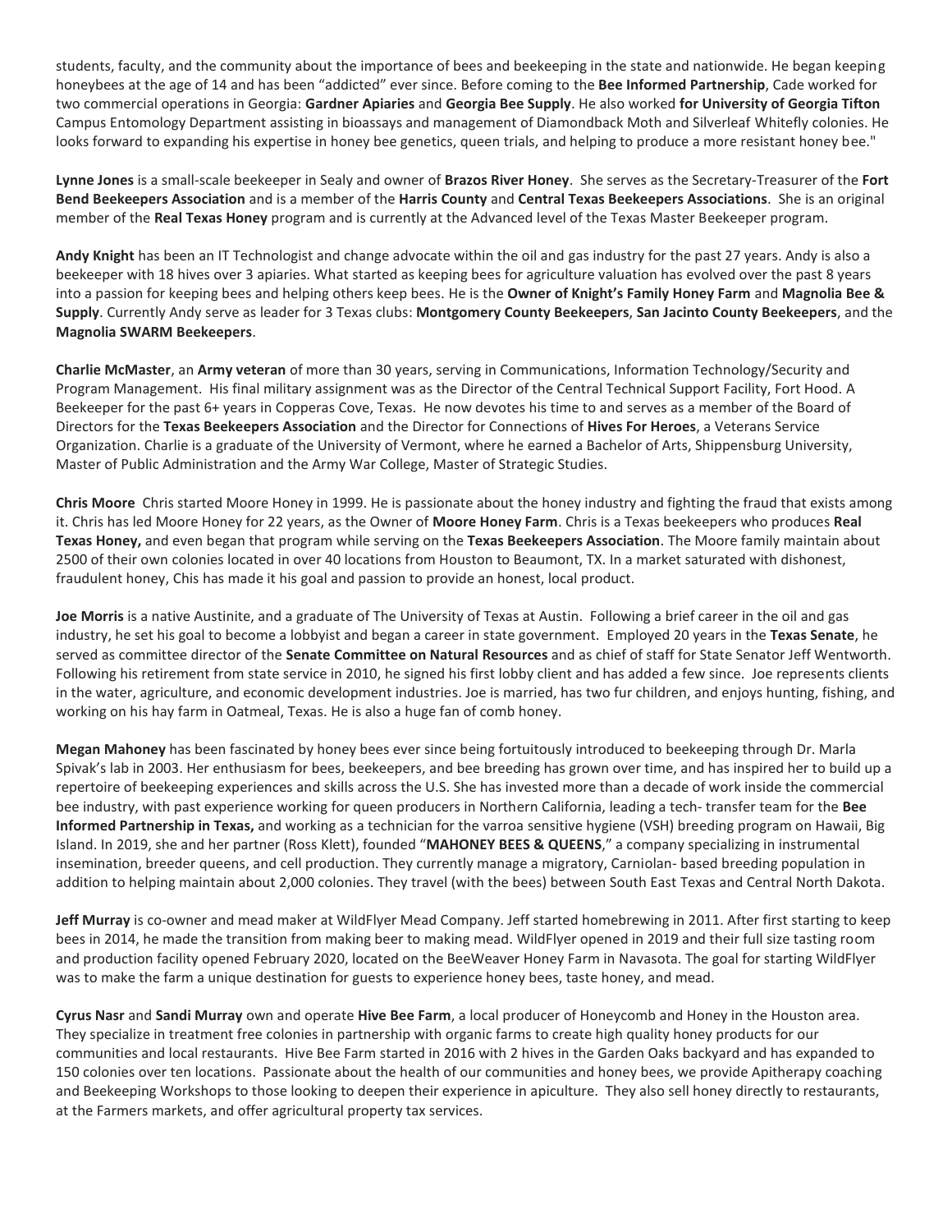students, faculty, and the community about the importance of bees and beekeeping in the state and nationwide. He began keeping honeybees at the age of 14 and has been "addicted" ever since. Before coming to the **Bee Informed Partnership**, Cade worked for two commercial operations in Georgia: **Gardner Apiaries** and **Georgia Bee Supply**. He also worked **for University of Georgia Tifton** Campus Entomology Department assisting in bioassays and management of Diamondback Moth and Silverleaf Whitefly colonies. He looks forward to expanding his expertise in honey bee genetics, queen trials, and helping to produce a more resistant honey bee."

**Lynne Jones** is a small-scale beekeeper in Sealy and owner of **Brazos River Honey**. She serves as the Secretary-Treasurer of the **Fort Bend Beekeepers Association** and is a member of the **Harris County** and **Central Texas Beekeepers Associations**. She is an original member of the **Real Texas Honey** program and is currently at the Advanced level of the Texas Master Beekeeper program.

**Andy Knight** has been an IT Technologist and change advocate within the oil and gas industry for the past 27 years. Andy is also a beekeeper with 18 hives over 3 apiaries. What started as keeping bees for agriculture valuation has evolved over the past 8 years into a passion for keeping bees and helping others keep bees. He is the **Owner of Knight's Family Honey Farm** and **Magnolia Bee & Supply**. Currently Andy serve as leader for 3 Texas clubs: **Montgomery County Beekeepers**, **San Jacinto County Beekeepers**, and the **Magnolia SWARM Beekeepers**.

**Charlie McMaster**, an **Army veteran** of more than 30 years, serving in Communications, Information Technology/Security and Program Management. His final military assignment was as the Director of the Central Technical Support Facility, Fort Hood. A Beekeeper for the past 6+ years in Copperas Cove, Texas. He now devotes his time to and serves as a member of the Board of Directors for the **Texas Beekeepers Association** and the Director for Connections of **Hives For Heroes**, a Veterans Service Organization. Charlie is a graduate of the University of Vermont, where he earned a Bachelor of Arts, Shippensburg University, Master of Public Administration and the Army War College, Master of Strategic Studies.

**Chris Moore** Chris started Moore Honey in 1999. He is passionate about the honey industry and fighting the fraud that exists among it. Chris has led Moore Honey for 22 years, as the Owner of **Moore Honey Farm**. Chris is a Texas beekeepers who produces **Real Texas Honey,** and even began that program while serving on the **Texas Beekeepers Association**. The Moore family maintain about 2500 of their own colonies located in over 40 locations from Houston to Beaumont, TX. In a market saturated with dishonest, fraudulent honey, Chis has made it his goal and passion to provide an honest, local product.

**Joe Morris** is a native Austinite, and a graduate of The University of Texas at Austin. Following a brief career in the oil and gas industry, he set his goal to become a lobbyist and began a career in state government. Employed 20 years in the **Texas Senate**, he served as committee director of the **Senate Committee on Natural Resources** and as chief of staff for State Senator Jeff Wentworth. Following his retirement from state service in 2010, he signed his first lobby client and has added a few since. Joe represents clients in the water, agriculture, and economic development industries. Joe is married, has two fur children, and enjoys hunting, fishing, and working on his hay farm in Oatmeal, Texas. He is also a huge fan of comb honey.

**Megan Mahoney** has been fascinated by honey bees ever since being fortuitously introduced to beekeeping through Dr. Marla Spivak's lab in 2003. Her enthusiasm for bees, beekeepers, and bee breeding has grown over time, and has inspired her to build up a repertoire of beekeeping experiences and skills across the U.S. She has invested more than a decade of work inside the commercial bee industry, with past experience working for queen producers in Northern California, leading a tech- transfer team for the **Bee Informed Partnership in Texas,** and working as a technician for the varroa sensitive hygiene (VSH) breeding program on Hawaii, Big Island. In 2019, she and her partner (Ross Klett), founded "**MAHONEY BEES & QUEENS**," a company specializing in instrumental insemination, breeder queens, and cell production. They currently manage a migratory, Carniolan- based breeding population in addition to helping maintain about 2,000 colonies. They travel (with the bees) between South East Texas and Central North Dakota.

**Jeff Murray** is co-owner and mead maker at WildFlyer Mead Company. Jeff started homebrewing in 2011. After first starting to keep bees in 2014, he made the transition from making beer to making mead. WildFlyer opened in 2019 and their full size tasting room and production facility opened February 2020, located on the BeeWeaver Honey Farm in Navasota. The goal for starting WildFlyer was to make the farm a unique destination for guests to experience honey bees, taste honey, and mead.

**Cyrus Nasr** and **Sandi Murray** own and operate **Hive Bee Farm**, a local producer of Honeycomb and Honey in the Houston area. They specialize in treatment free colonies in partnership with organic farms to create high quality honey products for our communities and local restaurants. Hive Bee Farm started in 2016 with 2 hives in the Garden Oaks backyard and has expanded to 150 colonies over ten locations. Passionate about the health of our communities and honey bees, we provide Apitherapy coaching and Beekeeping Workshops to those looking to deepen their experience in apiculture. They also sell honey directly to restaurants, at the Farmers markets, and offer agricultural property tax services.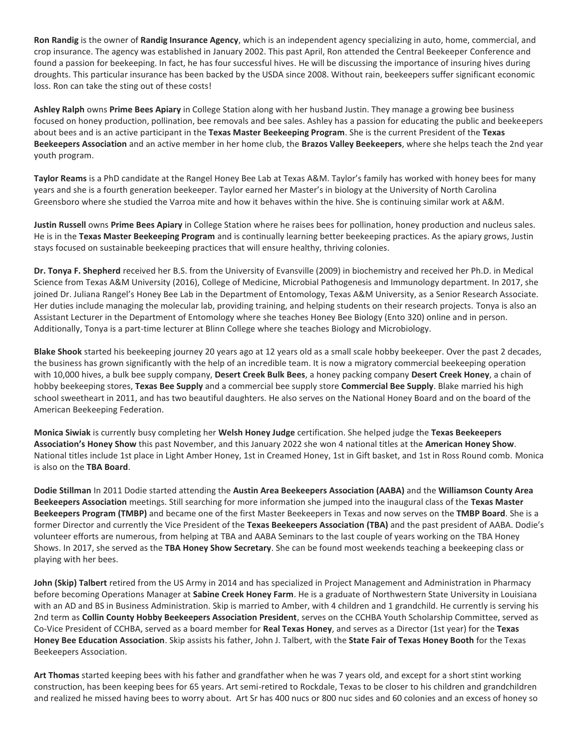**Ron Randig** is the owner of **Randig Insurance Agency**, which is an independent agency specializing in auto, home, commercial, and crop insurance. The agency was established in January 2002. This past April, Ron attended the Central Beekeeper Conference and found a passion for beekeeping. In fact, he has four successful hives. He will be discussing the importance of insuring hives during droughts. This particular insurance has been backed by the USDA since 2008. Without rain, beekeepers suffer significant economic loss. Ron can take the sting out of these costs!

**Ashley Ralph** owns **Prime Bees Apiary** in College Station along with her husband Justin. They manage a growing bee business focused on honey production, pollination, bee removals and bee sales. Ashley has a passion for educating the public and beekeepers about bees and is an active participant in the **Texas Master Beekeeping Program**. She is the current President of the **Texas Beekeepers Association** and an active member in her home club, the **Brazos Valley Beekeepers**, where she helps teach the 2nd year youth program.

**Taylor Reams** is a PhD candidate at the Rangel Honey Bee Lab at Texas A&M. Taylor's family has worked with honey bees for many years and she is a fourth generation beekeeper. Taylor earned her Master's in biology at the University of North Carolina Greensboro where she studied the Varroa mite and how it behaves within the hive. She is continuing similar work at A&M.

**Justin Russell** owns **Prime Bees Apiary** in College Station where he raises bees for pollination, honey production and nucleus sales. He is in the **Texas Master Beekeeping Program** and is continually learning better beekeeping practices. As the apiary grows, Justin stays focused on sustainable beekeeping practices that will ensure healthy, thriving colonies.

**Dr. Tonya F. Shepherd** received her B.S. from the University of Evansville (2009) in biochemistry and received her Ph.D. in Medical Science from Texas A&M University (2016), College of Medicine, Microbial Pathogenesis and Immunology department. In 2017, she joined Dr. Juliana Rangel's Honey Bee Lab in the Department of Entomology, Texas A&M University, as a Senior Research Associate. Her duties include managing the molecular lab, providing training, and helping students on their research projects. Tonya is also an Assistant Lecturer in the Department of Entomology where she teaches Honey Bee Biology (Ento 320) online and in person. Additionally, Tonya is a part-time lecturer at Blinn College where she teaches Biology and Microbiology.

**Blake Shook** started his beekeeping journey 20 years ago at 12 years old as a small scale hobby beekeeper. Over the past 2 decades, the business has grown significantly with the help of an incredible team. It is now a migratory commercial beekeeping operation with 10,000 hives, a bulk bee supply company, **Desert Creek Bulk Bees**, a honey packing company **Desert Creek Honey**, a chain of hobby beekeeping stores, **Texas Bee Supply** and a commercial bee supply store **Commercial Bee Supply**. Blake married his high school sweetheart in 2011, and has two beautiful daughters. He also serves on the National Honey Board and on the board of the American Beekeeping Federation.

**Monica Siwiak** is currently busy completing her **Welsh Honey Judge** certification. She helped judge the **Texas Beekeepers Association's Honey Show** this past November, and this January 2022 she won 4 national titles at the **American Honey Show**. National titles include 1st place in Light Amber Honey, 1st in Creamed Honey, 1st in Gift basket, and 1st in Ross Round comb. Monica is also on the **TBA Board**.

**Dodie Stillman** In 2011 Dodie started attending the **Austin Area Beekeepers Association (AABA)** and the **Williamson County Area Beekeepers Association** meetings. Still searching for more information she jumped into the inaugural class of the **Texas Master Beekeepers Program (TMBP)** and became one of the first Master Beekeepers in Texas and now serves on the **TMBP Board**. She is a former Director and currently the Vice President of the **Texas Beekeepers Association (TBA)** and the past president of AABA. Dodie's volunteer efforts are numerous, from helping at TBA and AABA Seminars to the last couple of years working on the TBA Honey Shows. In 2017, she served as the **TBA Honey Show Secretary**. She can be found most weekends teaching a beekeeping class or playing with her bees.

**John (Skip) Talbert** retired from the US Army in 2014 and has specialized in Project Management and Administration in Pharmacy before becoming Operations Manager at **Sabine Creek Honey Farm**. He is a graduate of Northwestern State University in Louisiana with an AD and BS in Business Administration. Skip is married to Amber, with 4 children and 1 grandchild. He currently is serving his 2nd term as **Collin County Hobby Beekeepers Association President**, serves on the CCHBA Youth Scholarship Committee, served as Co-Vice President of CCHBA, served as a board member for **Real Texas Honey**, and serves as a Director (1st year) for the **Texas Honey Bee Education Association**. Skip assists his father, John J. Talbert, with the **State Fair of Texas Honey Booth** for the Texas Beekeepers Association.

**Art Thomas** started keeping bees with his father and grandfather when he was 7 years old, and except for a short stint working construction, has been keeping bees for 65 years. Art semi-retired to Rockdale, Texas to be closer to his children and grandchildren and realized he missed having bees to worry about. Art Sr has 400 nucs or 800 nuc sides and 60 colonies and an excess of honey so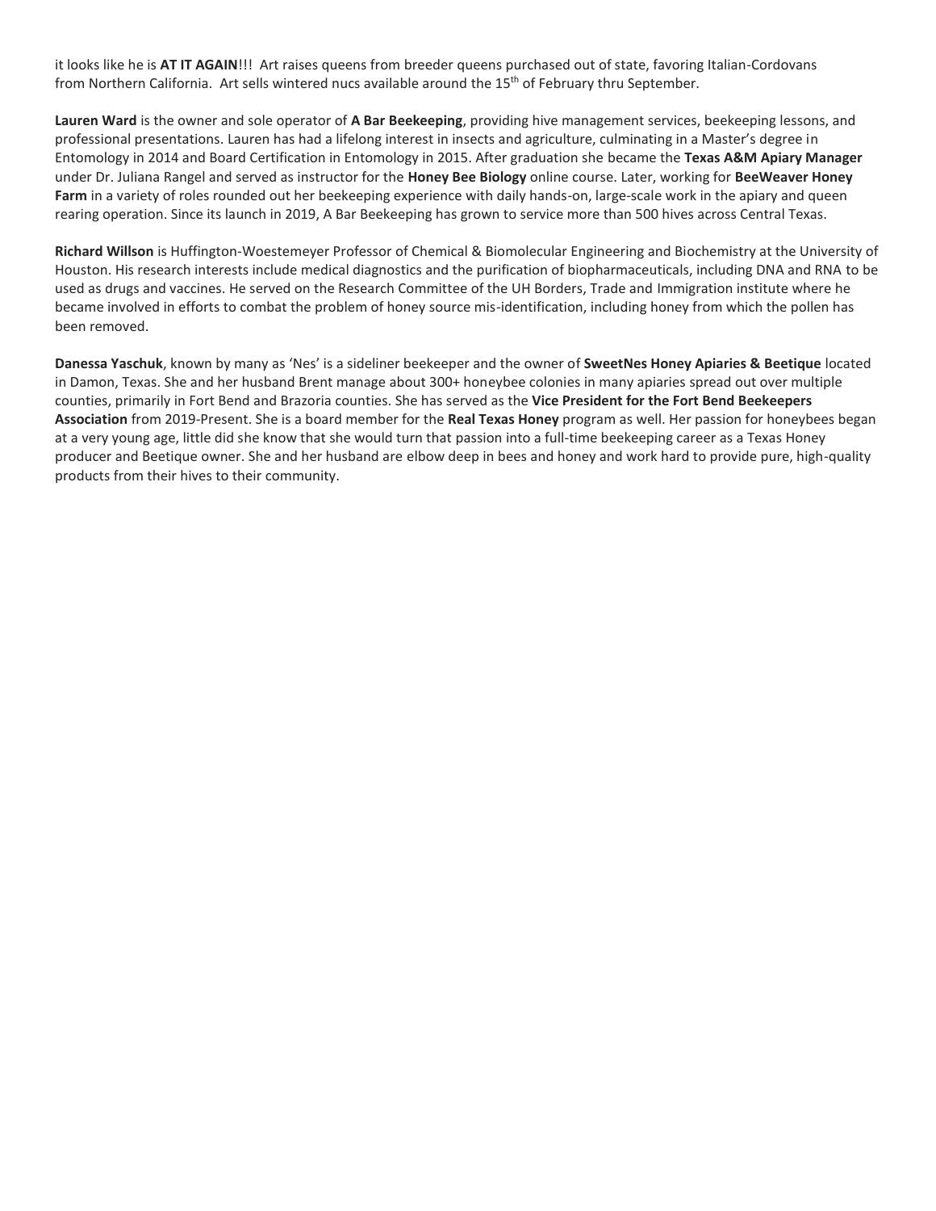it looks like he is **AT IT AGAIN**!!! Art raises queens from breeder queens purchased out of state, favoring Italian-Cordovans from Northern California. Art sells wintered nucs available around the 15th of February thru September.

**Lauren Ward** is the owner and sole operator of **A Bar Beekeeping**, providing hive management services, beekeeping lessons, and professional presentations. Lauren has had a lifelong interest in insects and agriculture, culminating in a Master's degree in Entomology in 2014 and Board Certification in Entomology in 2015. After graduation she became the **Texas A&M Apiary Manager** under Dr. Juliana Rangel and served as instructor for the **Honey Bee Biology** online course. Later, working for **BeeWeaver Honey Farm** in a variety of roles rounded out her beekeeping experience with daily hands-on, large-scale work in the apiary and queen rearing operation. Since its launch in 2019, A Bar Beekeeping has grown to service more than 500 hives across Central Texas.

**Richard Willson** is Huffington-Woestemeyer Professor of Chemical & Biomolecular Engineering and Biochemistry at the University of Houston. His research interests include medical diagnostics and the purification of biopharmaceuticals, including DNA and RNA to be used as drugs and vaccines. He served on the Research Committee of the UH Borders, Trade and Immigration institute where he became involved in efforts to combat the problem of honey source mis-identification, including honey from which the pollen has been removed.

**Danessa Yaschuk**, known by many as 'Nes' is a sideliner beekeeper and the owner of **SweetNes Honey Apiaries & Beetique** located in Damon, Texas. She and her husband Brent manage about 300+ honeybee colonies in many apiaries spread out over multiple counties, primarily in Fort Bend and Brazoria counties. She has served as the **Vice President for the Fort Bend Beekeepers Association** from 2019-Present. She is a board member for the **Real Texas Honey** program as well. Her passion for honeybees began at a very young age, little did she know that she would turn that passion into a full-time beekeeping career as a Texas Honey producer and Beetique owner. She and her husband are elbow deep in bees and honey and work hard to provide pure, high-quality products from their hives to their community.